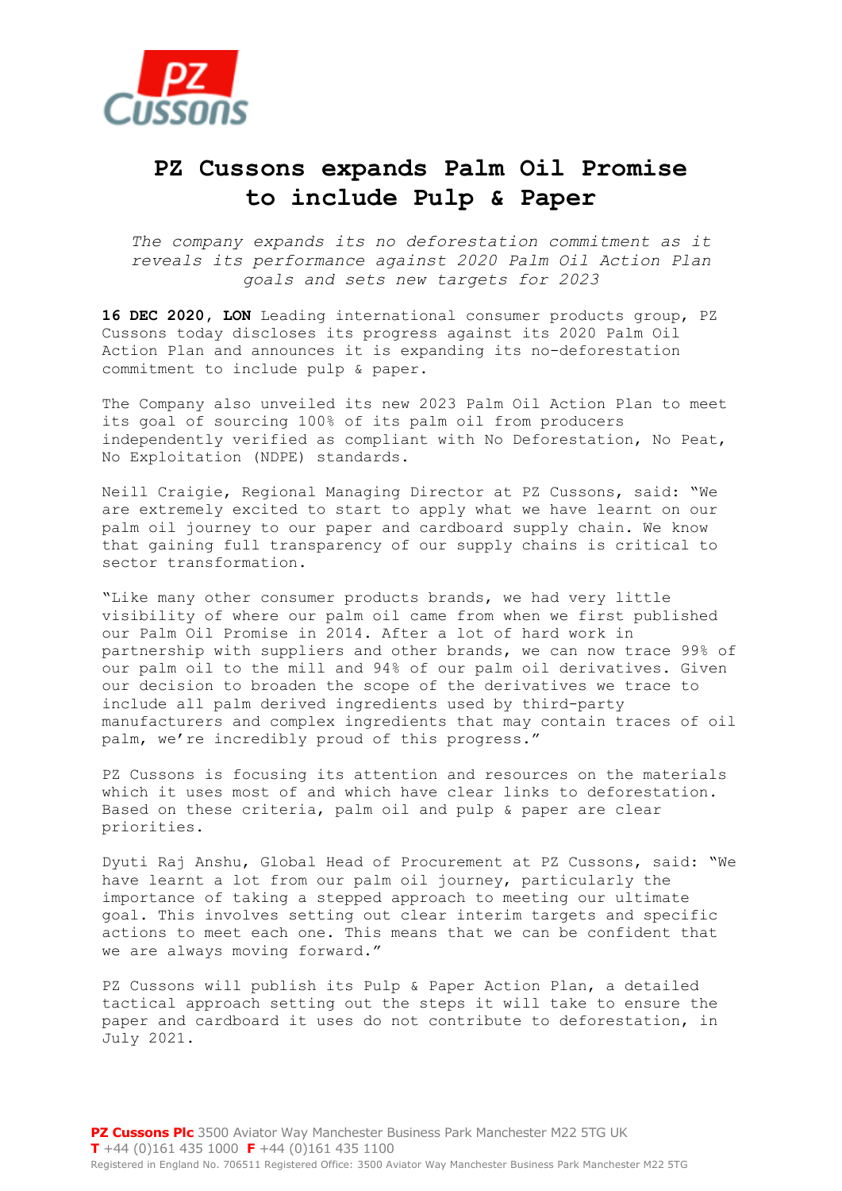# PZ Cussons expands Palm Oil Promise to include Pulp & Paper

*The company expands its no deforestation commitment as it reveals its performance against 2020 Palm Oil Action Plan goals and sets new targets for 2023*

**16 DEC 2020, LON** Leading international consumer products group, PZ Cussons today discloses its progress against its 2020 Palm Oil Action Plan and announces it is expanding its no-deforestation commitment to include pulp & paper.

The Company also unveiled its new 2023 Palm Oil Action Plan to meet its goal of sourcing 100% of its palm oil from producers independently verified as compliant with No Deforestation, No Peat, No Exploitation (NDPE) standards.

Neill Craigie, Regional Managing Director at PZ Cussons, said: "We are extremely excited to start to apply what we have learnt on our palm oil journey to our paper and cardboard supply chain. We know that gaining full transparency of our supply chains is critical to sector transformation.

"Like many other consumer products brands, we had very little visibility of where our palm oil came from when we first published our Palm Oil Promise in 2014. After a lot of hard work in partnership with suppliers and other brands, we can now trace 99% of our palm oil to the mill and 94% of our palm oil derivatives. Given our decision to broaden the scope of the derivatives we trace to include all palm derived ingredients used by third-party manufacturers and complex ingredients that may contain traces of oil palm, we're incredibly proud of this progress."

PZ Cussons is focusing its attention and resources on the materials which it uses most of and which have clear links to deforestation. Based on these criteria, palm oil and pulp & paper are clear priorities.

Dyuti Raj Anshu, Global Head of Procurement at PZ Cussons, said: "We have learnt a lot from our palm oil journey, particularly the importance of taking a stepped approach to meeting our ultimate goal. This involves setting out clear interim targets and specific actions to meet each one. This means that we can be confident that we are always moving forward."

PZ Cussons will publish its Pulp & Paper Action Plan, a detailed tactical approach setting out the steps it will take to ensure the paper and cardboard it uses do not contribute to deforestation, in July 2021.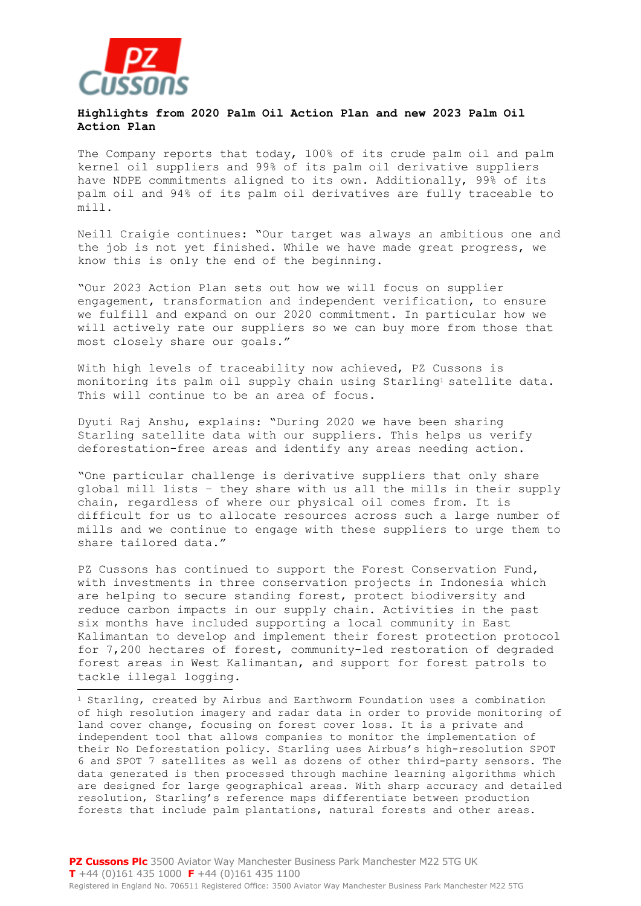**Highlights from 2020 Palm Oil Action Plan and new 2023 Palm Oil Action Plan**

The Company reports that today, 100% of its crude palm oil and palm kernel oil suppliers and 99% of its palm oil derivative suppliers have NDPE commitments aligned to its own. Additionally, 99% of its palm oil and 94% of its palm oil derivatives are fully traceable to mill.

Neill Craigie continues: "Our target was always an ambitious one and the job is not yet finished. While we have made great progress, we know this is only the end of the beginning.

"Our 2023 Action Plan sets out how we will focus on supplier engagement, transformation and independent verification, to ensure we fulfill and expand on our 2020 commitment. In particular how we will actively rate our suppliers so we can buy more from those that most closely share our goals."

With high levels of traceability now achieved, PZ Cussons is monitoring its palm oil supply chain using Starling[1] satellite data. This will continue to be an area of focus.

Dyuti Raj Anshu, explains: "During 2020 we have been sharing Starling satellite data with our suppliers. This helps us verify deforestation-free areas and identify any areas needing action.

"One particular challenge is derivative suppliers that only share global mill lists – they share with us all the mills in their supply chain, regardless of where our physical oil comes from. It is difficult for us to allocate resources across such a large number of mills and we continue to engage with these suppliers to urge them to share tailored data."

PZ Cussons has continued to support the Forest Conservation Fund, with investments in three conservation projects in Indonesia which are helping to secure standing forest, protect biodiversity and reduce carbon impacts in our supply chain. Activities in the past six months have included supporting a local community in East Kalimantan to develop and implement their forest protection protocol for 7,200 hectares of forest, community-led restoration of degraded forest areas in West Kalimantan, and support for forest patrols to tackle illegal logging.

---

[1] Starling, created by Airbus and Earthworm Foundation uses a combination of high resolution imagery and radar data in order to provide monitoring of land cover change, focusing on forest cover loss. It is a private and independent tool that allows companies to monitor the implementation of their No Deforestation policy. Starling uses Airbus's high-resolution SPOT 6 and SPOT 7 satellites as well as dozens of other third-party sensors. The data generated is then processed through machine learning algorithms which are designed for large geographical areas. With sharp accuracy and detailed resolution, Starling's reference maps differentiate between production forests that include palm plantations, natural forests and other areas.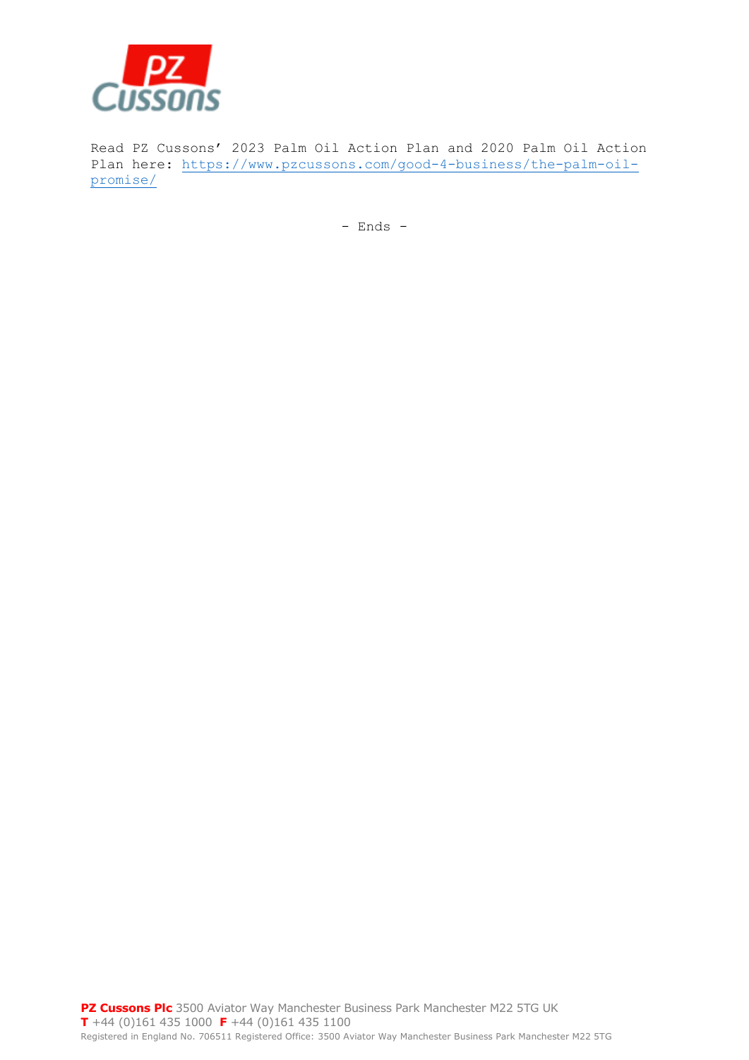Read PZ Cussons' 2023 Palm Oil Action Plan and 2020 Palm Oil Action Plan here: https://www.pzcussons.com/good-4-business/the-palm-oil-promise/

- Ends -

**PZ Cussons Plc** 3500 Aviator Way Manchester Business Park Manchester M22 5TG UK
**T** +44 (0)161 435 1000 **F** +44 (0)161 435 1100
Registered in England No. 706511 Registered Office: 3500 Aviator Way Manchester Business Park Manchester M22 5TG